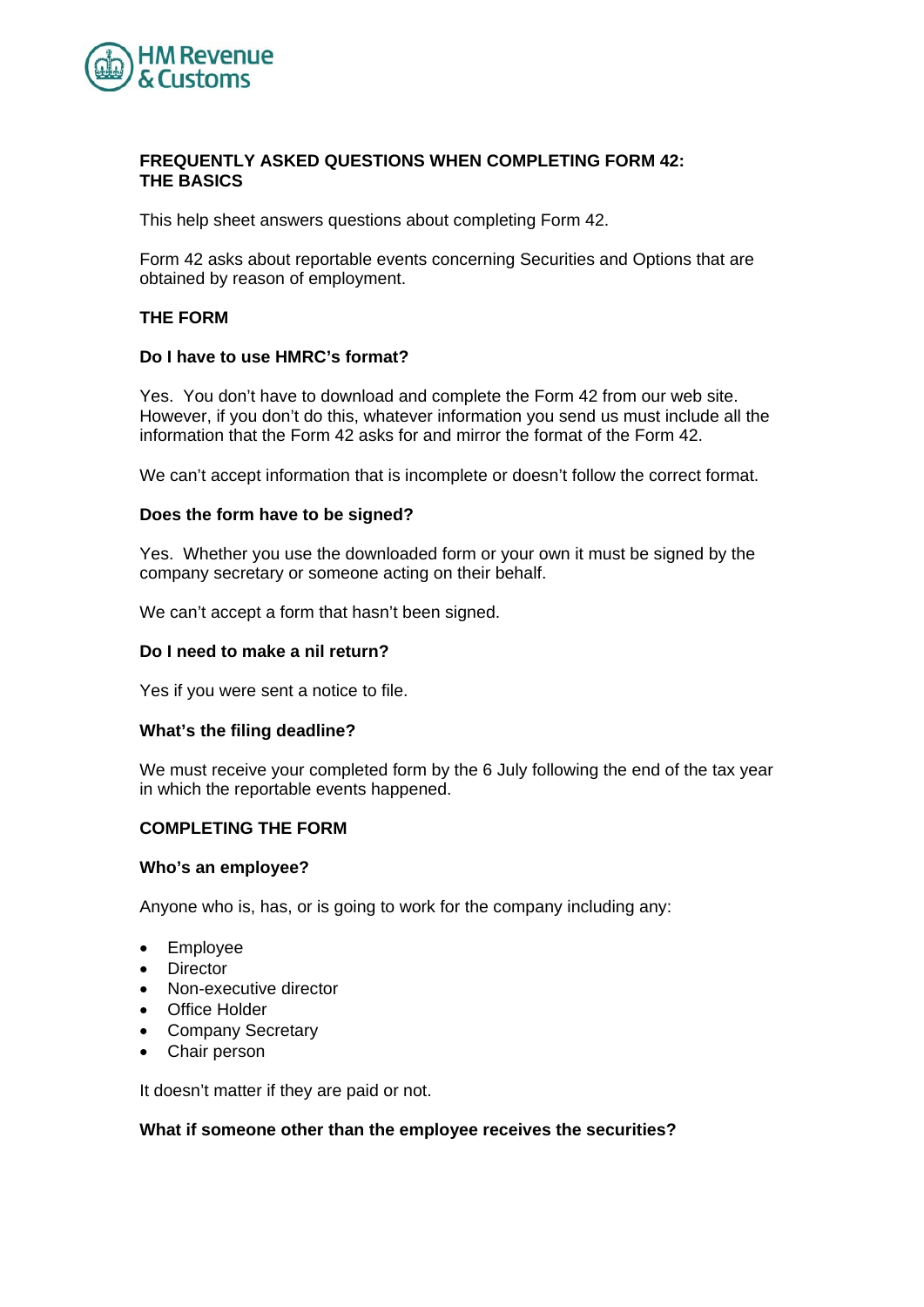# FREQUENTLY ASKED QUESTIONS WHEN COMPLETING FORM 42: THE BASICS

This help sheet answers questions about completing Form 42.

Form 42 asks about reportable events concerning Securities and Options that are obtained by reason of employment.

## THE FORM

### Do I have to use HMRC's format?

Yes. You don't have to download and complete the Form 42 from our web site. However, if you don't do this, whatever information you send us must include all the information that the Form 42 asks for and mirror the format of the Form 42.

We can't accept information that is incomplete or doesn't follow the correct format.

### Does the form have to be signed?

Yes. Whether you use the downloaded form or your own it must be signed by the company secretary or someone acting on their behalf.

We can't accept a form that hasn't been signed.

### Do I need to make a nil return?

Yes if you were sent a notice to file.

### What's the filing deadline?

We must receive your completed form by the 6 July following the end of the tax year in which the reportable events happened.

## COMPLETING THE FORM

### Who's an employee?

Anyone who is, has, or is going to work for the company including any:

- Employee
- Director
- Non-executive director
- Office Holder
- Company Secretary
- Chair person

It doesn't matter if they are paid or not.

### What if someone other than the employee receives the securities?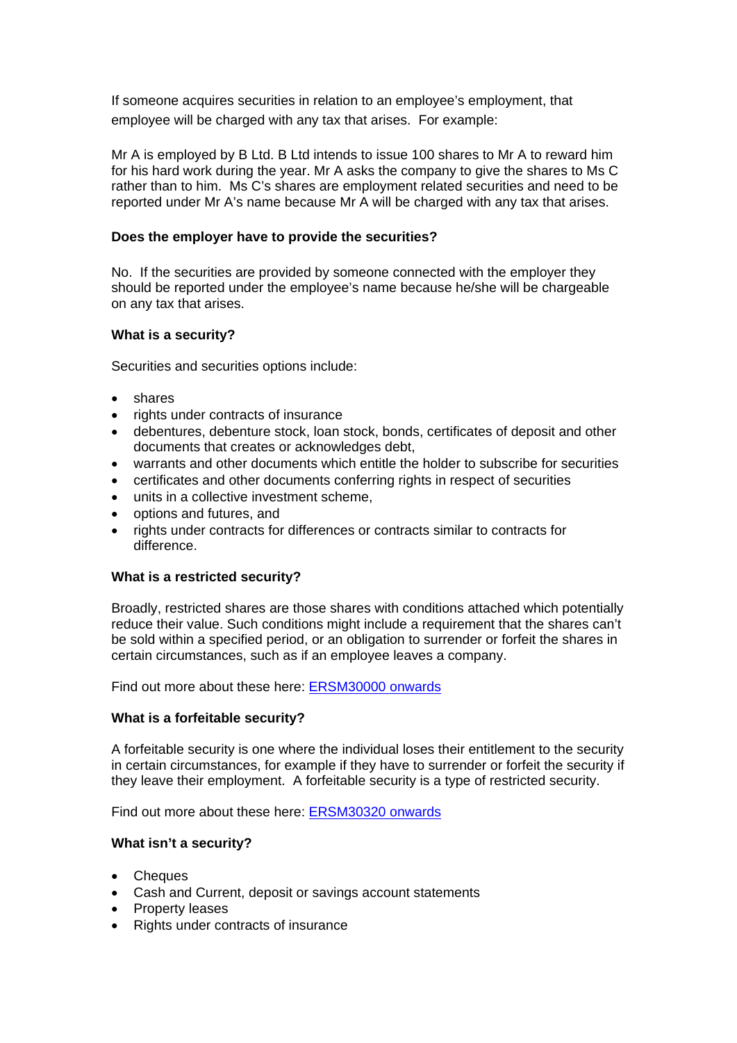If someone acquires securities in relation to an employee's employment, that employee will be charged with any tax that arises. For example:

Mr A is employed by B Ltd. B Ltd intends to issue 100 shares to Mr A to reward him for his hard work during the year. Mr A asks the company to give the shares to Ms C rather than to him. Ms C's shares are employment related securities and need to be reported under Mr A's name because Mr A will be charged with any tax that arises.

**Does the employer have to provide the securities?**

No. If the securities are provided by someone connected with the employer they should be reported under the employee's name because he/she will be chargeable on any tax that arises.

**What is a security?**

Securities and securities options include:

- shares
- rights under contracts of insurance
- debentures, debenture stock, loan stock, bonds, certificates of deposit and other documents that creates or acknowledges debt,
- warrants and other documents which entitle the holder to subscribe for securities
- certificates and other documents conferring rights in respect of securities
- units in a collective investment scheme,
- options and futures, and
- rights under contracts for differences or contracts similar to contracts for difference.

**What is a restricted security?**

Broadly, restricted shares are those shares with conditions attached which potentially reduce their value. Such conditions might include a requirement that the shares can't be sold within a specified period, or an obligation to surrender or forfeit the shares in certain circumstances, such as if an employee leaves a company.

Find out more about these here: [ERSM30000 onwards]

**What is a forfeitable security?**

A forfeitable security is one where the individual loses their entitlement to the security in certain circumstances, for example if they have to surrender or forfeit the security if they leave their employment. A forfeitable security is a type of restricted security.

Find out more about these here: [ERSM30320 onwards]

**What isn't a security?**

- Cheques
- Cash and Current, deposit or savings account statements
- Property leases
- Rights under contracts of insurance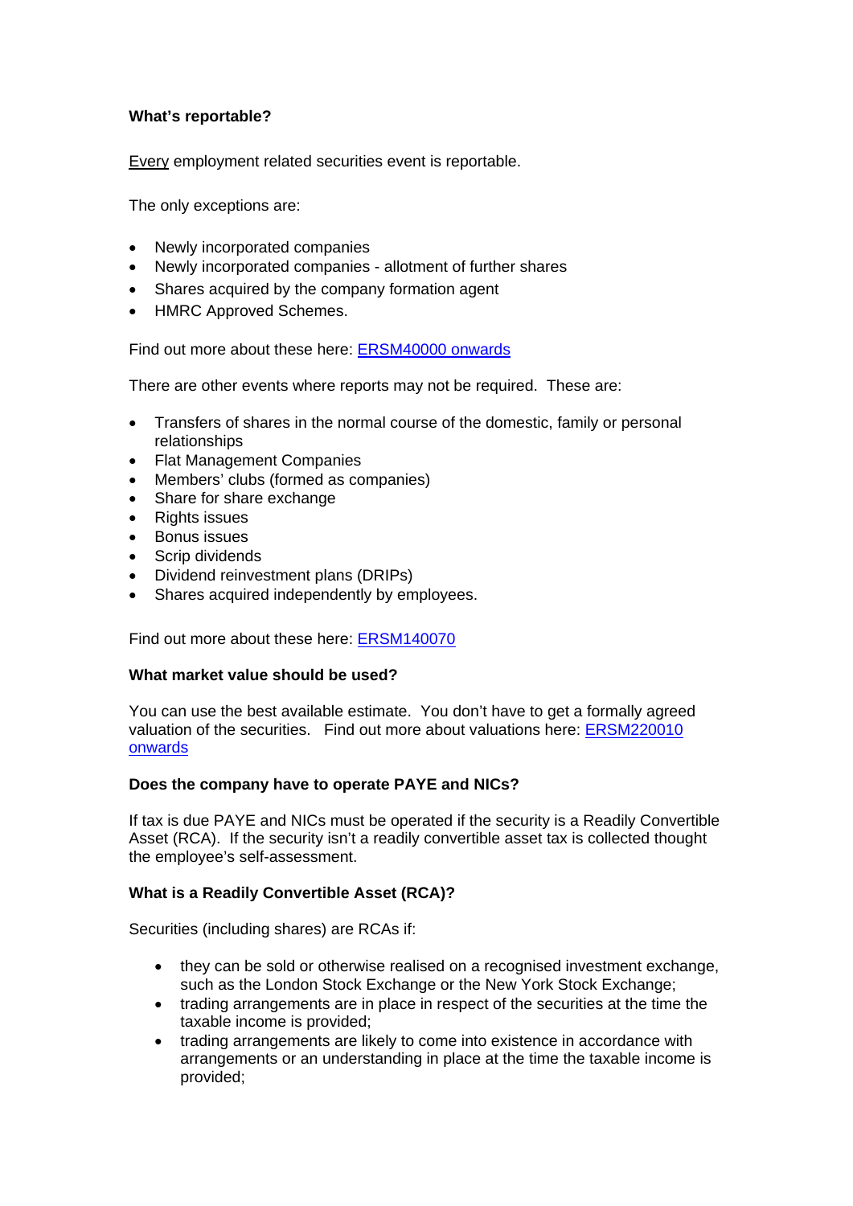**What's reportable?**

Every employment related securities event is reportable.

The only exceptions are:

- Newly incorporated companies
- Newly incorporated companies - allotment of further shares
- Shares acquired by the company formation agent
- HMRC Approved Schemes.

Find out more about these here: ERSM40000 onwards

There are other events where reports may not be required. These are:

- Transfers of shares in the normal course of the domestic, family or personal relationships
- Flat Management Companies
- Members' clubs (formed as companies)
- Share for share exchange
- Rights issues
- Bonus issues
- Scrip dividends
- Dividend reinvestment plans (DRIPs)
- Shares acquired independently by employees.

Find out more about these here: ERSM140070

**What market value should be used?**

You can use the best available estimate. You don't have to get a formally agreed valuation of the securities. Find out more about valuations here: ERSM220010 onwards

**Does the company have to operate PAYE and NICs?**

If tax is due PAYE and NICs must be operated if the security is a Readily Convertible Asset (RCA). If the security isn't a readily convertible asset tax is collected thought the employee's self-assessment.

**What is a Readily Convertible Asset (RCA)?**

Securities (including shares) are RCAs if:

- they can be sold or otherwise realised on a recognised investment exchange, such as the London Stock Exchange or the New York Stock Exchange;
- trading arrangements are in place in respect of the securities at the time the taxable income is provided;
- trading arrangements are likely to come into existence in accordance with arrangements or an understanding in place at the time the taxable income is provided;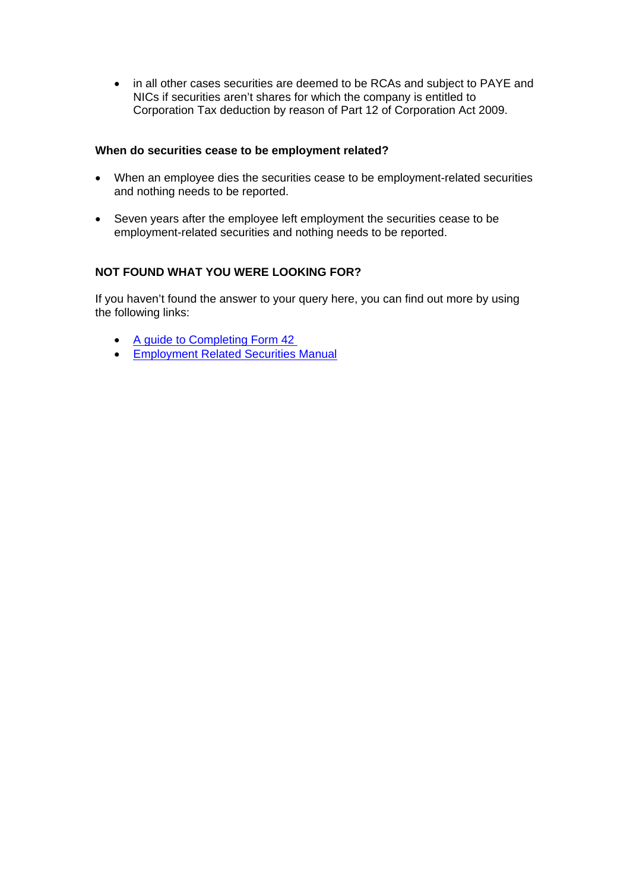- in all other cases securities are deemed to be RCAs and subject to PAYE and NICs if securities aren't shares for which the company is entitled to Corporation Tax deduction by reason of Part 12 of Corporation Act 2009.

**When do securities cease to be employment related?**

- When an employee dies the securities cease to be employment-related securities and nothing needs to be reported.
- Seven years after the employee left employment the securities cease to be employment-related securities and nothing needs to be reported.

**NOT FOUND WHAT YOU WERE LOOKING FOR?**

If you haven't found the answer to your query here, you can find out more by using the following links:

- A guide to Completing Form 42
- Employment Related Securities Manual